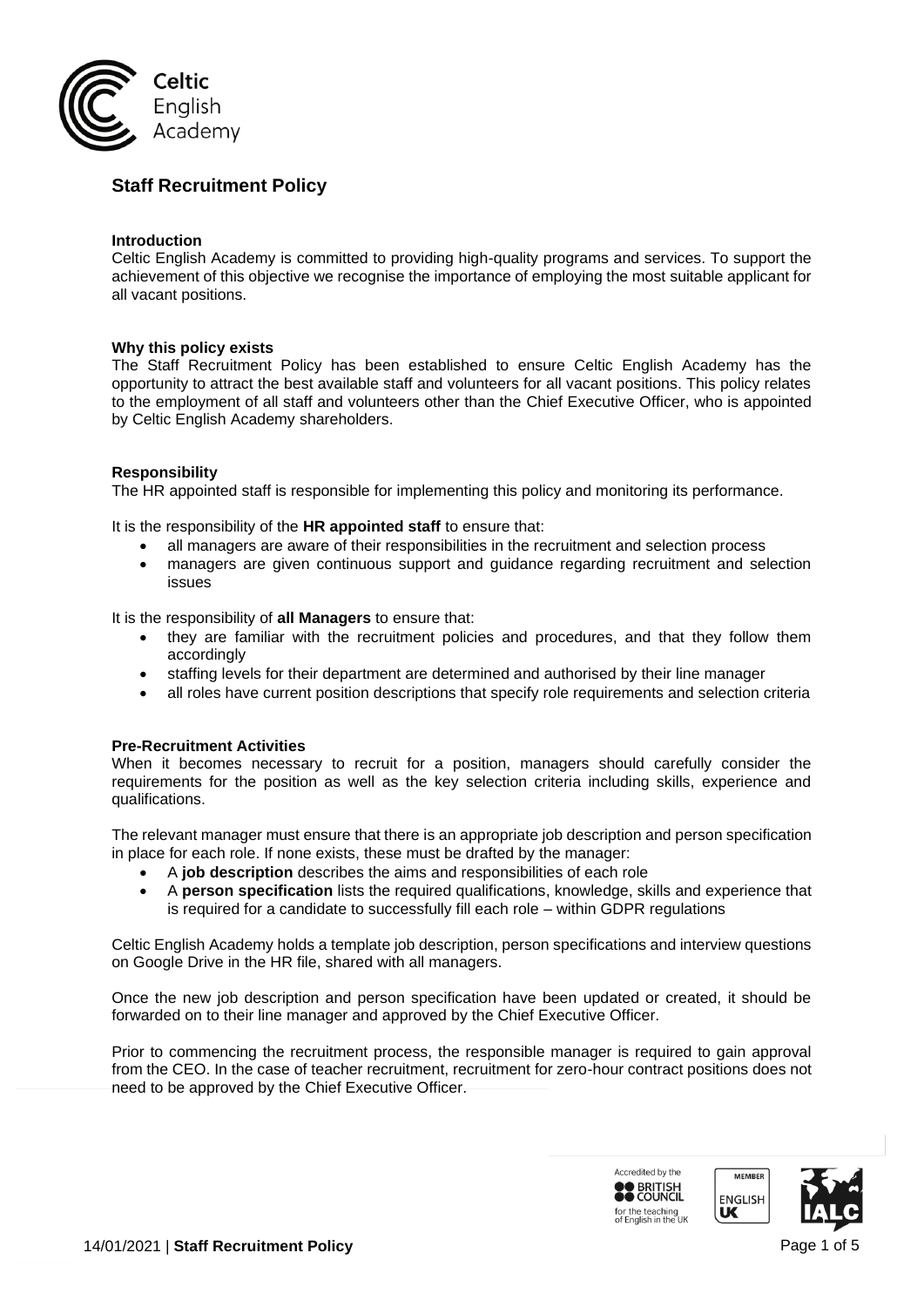# Staff Recruitment Policy

**Introduction**

Celtic English Academy is committed to providing high-quality programs and services. To support the achievement of this objective we recognise the importance of employing the most suitable applicant for all vacant positions.

**Why this policy exists**

The Staff Recruitment Policy has been established to ensure Celtic English Academy has the opportunity to attract the best available staff and volunteers for all vacant positions. This policy relates to the employment of all staff and volunteers other than the Chief Executive Officer, who is appointed by Celtic English Academy shareholders.

**Responsibility**

The HR appointed staff is responsible for implementing this policy and monitoring its performance.

It is the responsibility of the **HR appointed staff** to ensure that:

- all managers are aware of their responsibilities in the recruitment and selection process
- managers are given continuous support and guidance regarding recruitment and selection issues

It is the responsibility of **all Managers** to ensure that:

- they are familiar with the recruitment policies and procedures, and that they follow them accordingly
- staffing levels for their department are determined and authorised by their line manager
- all roles have current position descriptions that specify role requirements and selection criteria

**Pre-Recruitment Activities**

When it becomes necessary to recruit for a position, managers should carefully consider the requirements for the position as well as the key selection criteria including skills, experience and qualifications.

The relevant manager must ensure that there is an appropriate job description and person specification in place for each role. If none exists, these must be drafted by the manager:

- A **job description** describes the aims and responsibilities of each role
- A **person specification** lists the required qualifications, knowledge, skills and experience that is required for a candidate to successfully fill each role – within GDPR regulations

Celtic English Academy holds a template job description, person specifications and interview questions on Google Drive in the HR file, shared with all managers.

Once the new job description and person specification have been updated or created, it should be forwarded on to their line manager and approved by the Chief Executive Officer.

Prior to commencing the recruitment process, the responsible manager is required to gain approval from the CEO. In the case of teacher recruitment, recruitment for zero-hour contract positions does not need to be approved by the Chief Executive Officer.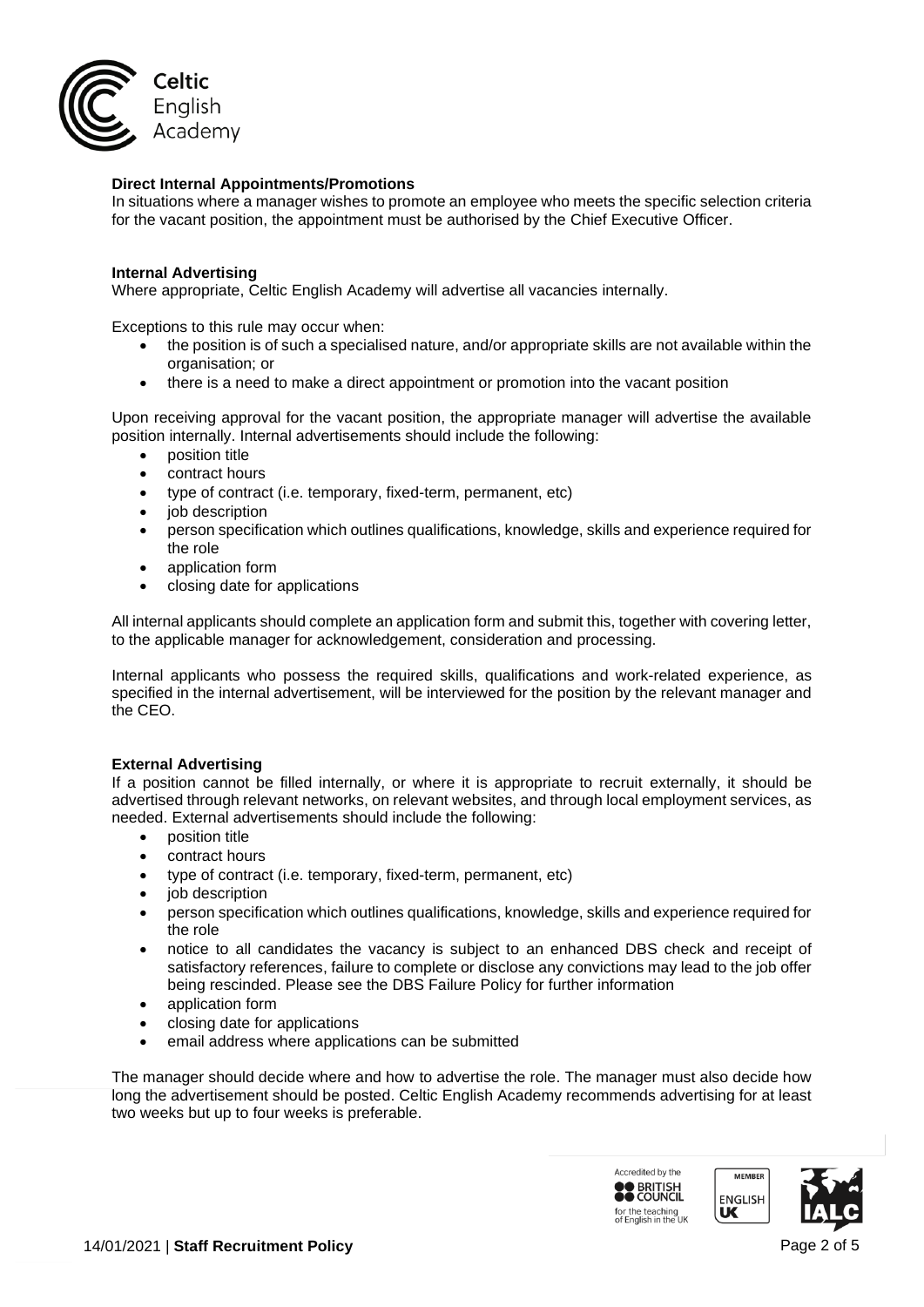**Direct Internal Appointments/Promotions**

In situations where a manager wishes to promote an employee who meets the specific selection criteria for the vacant position, the appointment must be authorised by the Chief Executive Officer.

**Internal Advertising**

Where appropriate, Celtic English Academy will advertise all vacancies internally.

Exceptions to this rule may occur when:

- the position is of such a specialised nature, and/or appropriate skills are not available within the organisation; or
- there is a need to make a direct appointment or promotion into the vacant position

Upon receiving approval for the vacant position, the appropriate manager will advertise the available position internally. Internal advertisements should include the following:

- position title
- contract hours
- type of contract (i.e. temporary, fixed-term, permanent, etc)
- job description
- person specification which outlines qualifications, knowledge, skills and experience required for the role
- application form
- closing date for applications

All internal applicants should complete an application form and submit this, together with covering letter, to the applicable manager for acknowledgement, consideration and processing.

Internal applicants who possess the required skills, qualifications and work-related experience, as specified in the internal advertisement, will be interviewed for the position by the relevant manager and the CEO.

**External Advertising**

If a position cannot be filled internally, or where it is appropriate to recruit externally, it should be advertised through relevant networks, on relevant websites, and through local employment services, as needed. External advertisements should include the following:

- position title
- contract hours
- type of contract (i.e. temporary, fixed-term, permanent, etc)
- job description
- person specification which outlines qualifications, knowledge, skills and experience required for the role
- notice to all candidates the vacancy is subject to an enhanced DBS check and receipt of satisfactory references, failure to complete or disclose any convictions may lead to the job offer being rescinded. Please see the DBS Failure Policy for further information
- application form
- closing date for applications
- email address where applications can be submitted

The manager should decide where and how to advertise the role. The manager must also decide how long the advertisement should be posted. Celtic English Academy recommends advertising for at least two weeks but up to four weeks is preferable.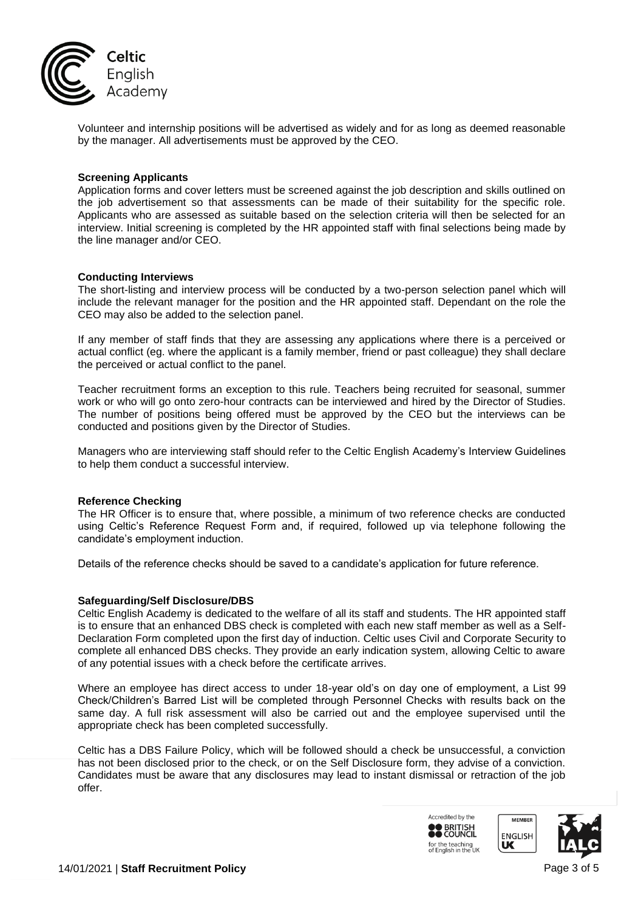Volunteer and internship positions will be advertised as widely and for as long as deemed reasonable by the manager. All advertisements must be approved by the CEO.

**Screening Applicants**

Application forms and cover letters must be screened against the job description and skills outlined on the job advertisement so that assessments can be made of their suitability for the specific role. Applicants who are assessed as suitable based on the selection criteria will then be selected for an interview. Initial screening is completed by the HR appointed staff with final selections being made by the line manager and/or CEO.

**Conducting Interviews**

The short-listing and interview process will be conducted by a two-person selection panel which will include the relevant manager for the position and the HR appointed staff. Dependant on the role the CEO may also be added to the selection panel.

If any member of staff finds that they are assessing any applications where there is a perceived or actual conflict (eg. where the applicant is a family member, friend or past colleague) they shall declare the perceived or actual conflict to the panel.

Teacher recruitment forms an exception to this rule. Teachers being recruited for seasonal, summer work or who will go onto zero-hour contracts can be interviewed and hired by the Director of Studies. The number of positions being offered must be approved by the CEO but the interviews can be conducted and positions given by the Director of Studies.

Managers who are interviewing staff should refer to the Celtic English Academy's Interview Guidelines to help them conduct a successful interview.

**Reference Checking**

The HR Officer is to ensure that, where possible, a minimum of two reference checks are conducted using Celtic's Reference Request Form and, if required, followed up via telephone following the candidate's employment induction.

Details of the reference checks should be saved to a candidate's application for future reference.

**Safeguarding/Self Disclosure/DBS**

Celtic English Academy is dedicated to the welfare of all its staff and students. The HR appointed staff is to ensure that an enhanced DBS check is completed with each new staff member as well as a Self-Declaration Form completed upon the first day of induction. Celtic uses Civil and Corporate Security to complete all enhanced DBS checks. They provide an early indication system, allowing Celtic to aware of any potential issues with a check before the certificate arrives.

Where an employee has direct access to under 18-year old's on day one of employment, a List 99 Check/Children's Barred List will be completed through Personnel Checks with results back on the same day. A full risk assessment will also be carried out and the employee supervised until the appropriate check has been completed successfully.

Celtic has a DBS Failure Policy, which will be followed should a check be unsuccessful, a conviction has not been disclosed prior to the check, or on the Self Disclosure form, they advise of a conviction. Candidates must be aware that any disclosures may lead to instant dismissal or retraction of the job offer.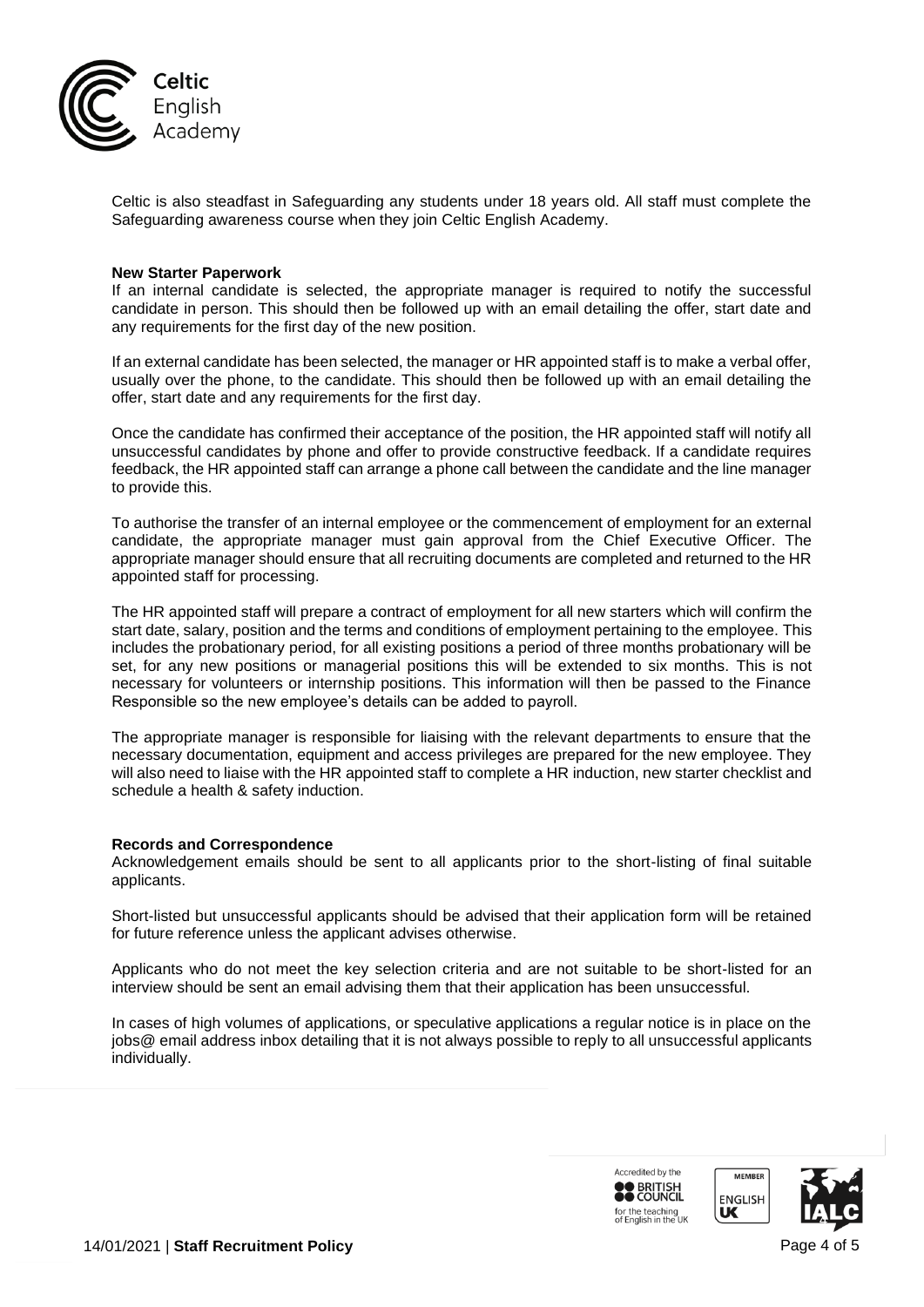Celtic is also steadfast in Safeguarding any students under 18 years old. All staff must complete the Safeguarding awareness course when they join Celtic English Academy.

**New Starter Paperwork**

If an internal candidate is selected, the appropriate manager is required to notify the successful candidate in person. This should then be followed up with an email detailing the offer, start date and any requirements for the first day of the new position.

If an external candidate has been selected, the manager or HR appointed staff is to make a verbal offer, usually over the phone, to the candidate. This should then be followed up with an email detailing the offer, start date and any requirements for the first day.

Once the candidate has confirmed their acceptance of the position, the HR appointed staff will notify all unsuccessful candidates by phone and offer to provide constructive feedback. If a candidate requires feedback, the HR appointed staff can arrange a phone call between the candidate and the line manager to provide this.

To authorise the transfer of an internal employee or the commencement of employment for an external candidate, the appropriate manager must gain approval from the Chief Executive Officer. The appropriate manager should ensure that all recruiting documents are completed and returned to the HR appointed staff for processing.

The HR appointed staff will prepare a contract of employment for all new starters which will confirm the start date, salary, position and the terms and conditions of employment pertaining to the employee. This includes the probationary period, for all existing positions a period of three months probationary will be set, for any new positions or managerial positions this will be extended to six months. This is not necessary for volunteers or internship positions. This information will then be passed to the Finance Responsible so the new employee's details can be added to payroll.

The appropriate manager is responsible for liaising with the relevant departments to ensure that the necessary documentation, equipment and access privileges are prepared for the new employee. They will also need to liaise with the HR appointed staff to complete a HR induction, new starter checklist and schedule a health & safety induction.

**Records and Correspondence**

Acknowledgement emails should be sent to all applicants prior to the short-listing of final suitable applicants.

Short-listed but unsuccessful applicants should be advised that their application form will be retained for future reference unless the applicant advises otherwise.

Applicants who do not meet the key selection criteria and are not suitable to be short-listed for an interview should be sent an email advising them that their application has been unsuccessful.

In cases of high volumes of applications, or speculative applications a regular notice is in place on the jobs@ email address inbox detailing that it is not always possible to reply to all unsuccessful applicants individually.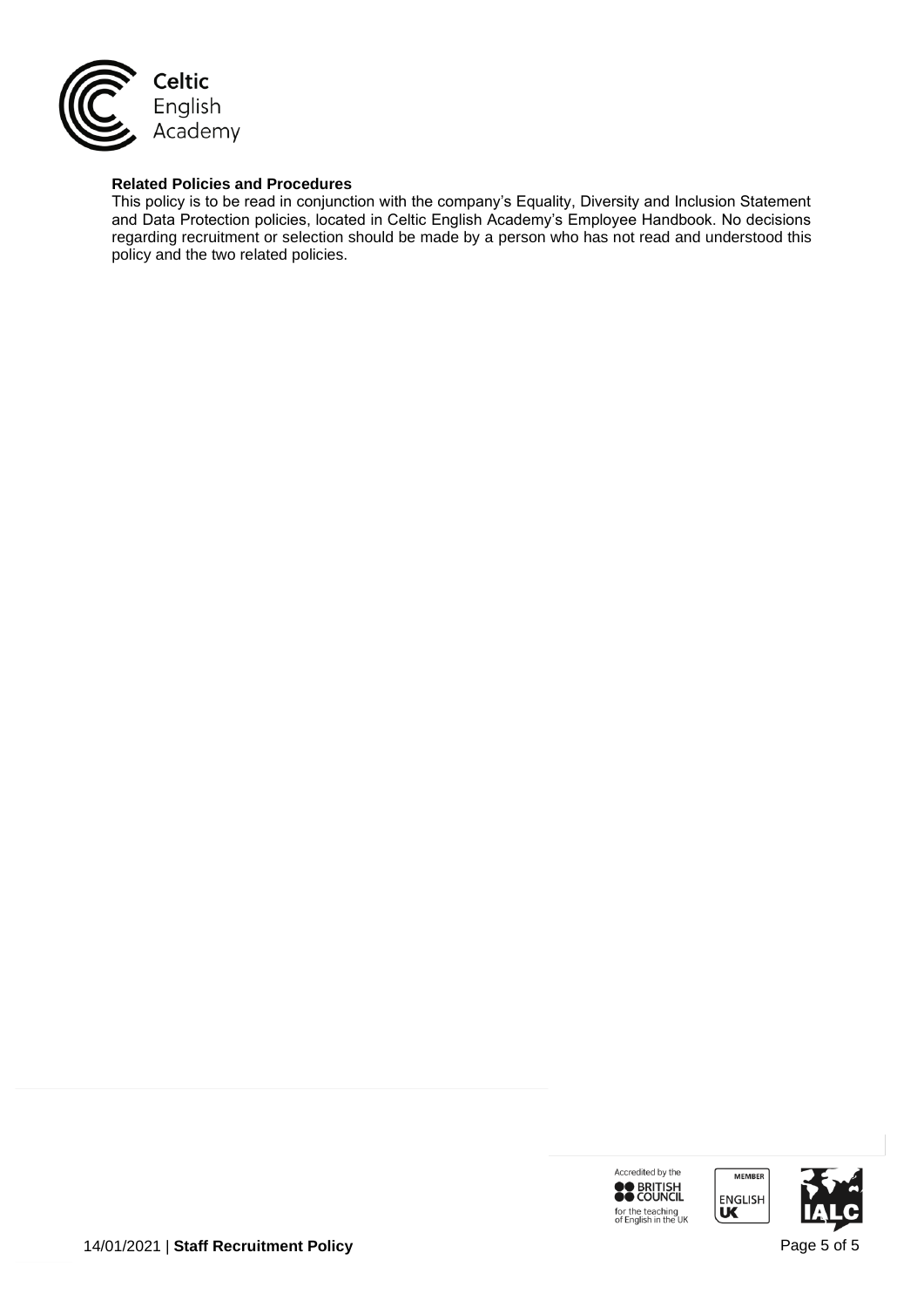**Related Policies and Procedures**

This policy is to be read in conjunction with the company's Equality, Diversity and Inclusion Statement and Data Protection policies, located in Celtic English Academy's Employee Handbook. No decisions regarding recruitment or selection should be made by a person who has not read and understood this policy and the two related policies.